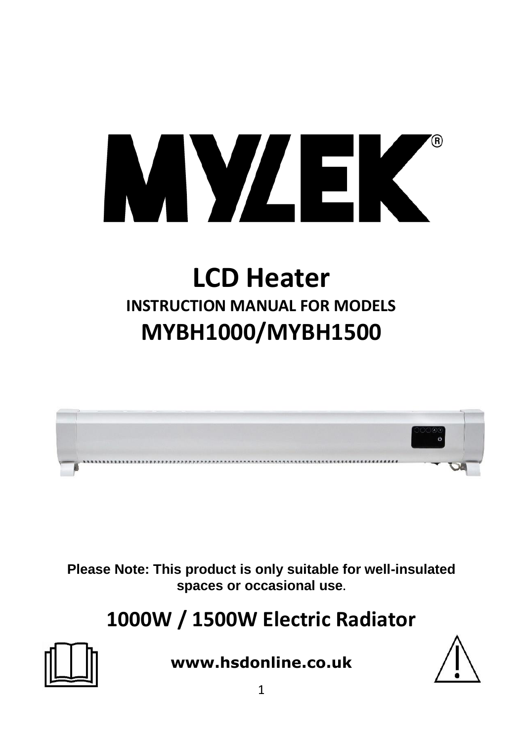# MYLEK®

# LCD Heater

## INSTRUCTION MANUAL FOR MODELS

## MYBH1000/MYBH1500

**Please Note: This product is only suitable for well-insulated spaces or occasional use.**

## 1000W / 1500W Electric Radiator

**www.hsdonline.co.uk**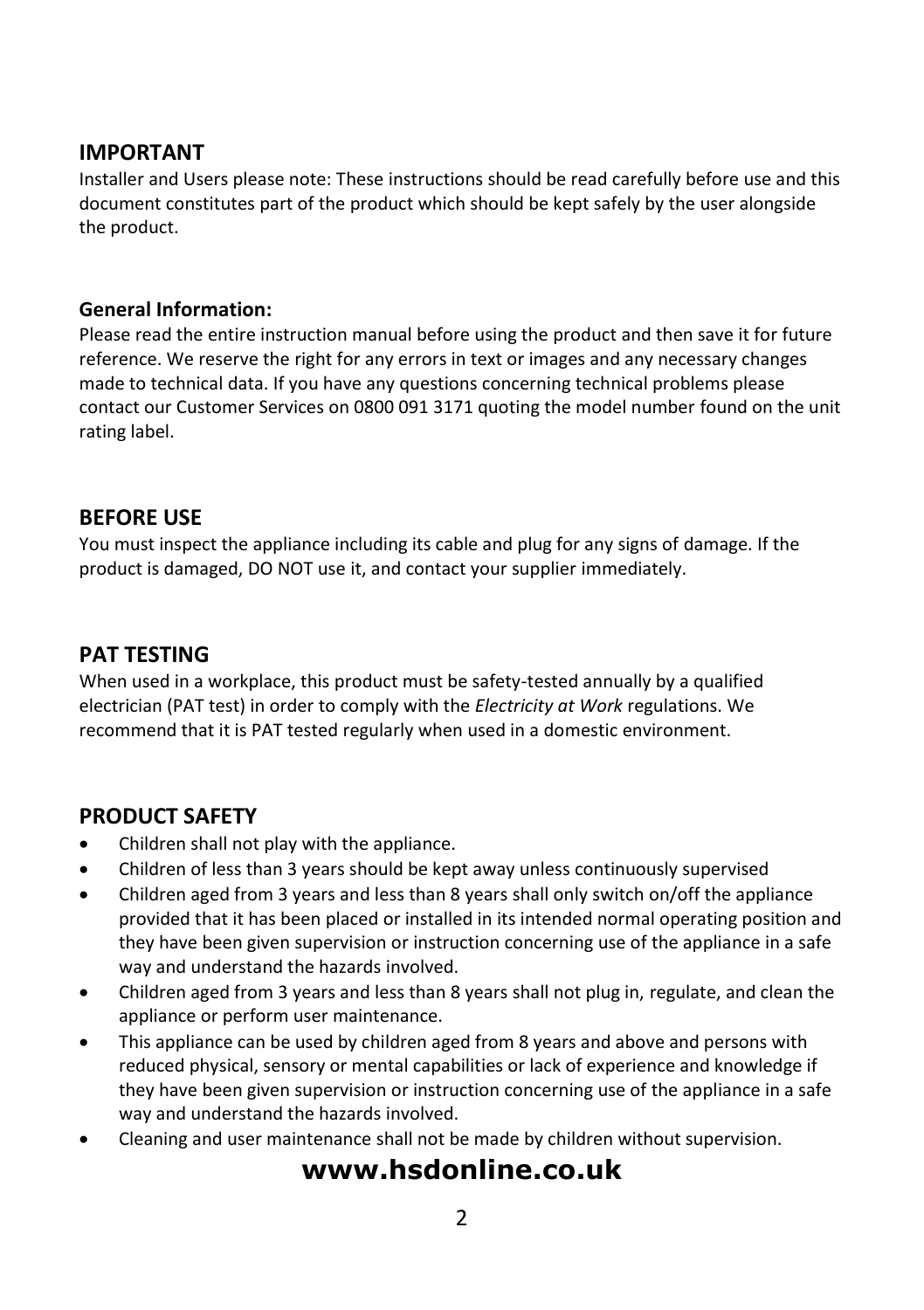## IMPORTANT

Installer and Users please note: These instructions should be read carefully before use and this document constitutes part of the product which should be kept safely by the user alongside the product.

### General Information:

Please read the entire instruction manual before using the product and then save it for future reference. We reserve the right for any errors in text or images and any necessary changes made to technical data. If you have any questions concerning technical problems please contact our Customer Services on 0800 091 3171 quoting the model number found on the unit rating label.

## BEFORE USE

You must inspect the appliance including its cable and plug for any signs of damage. If the product is damaged, DO NOT use it, and contact your supplier immediately.

## PAT TESTING

When used in a workplace, this product must be safety-tested annually by a qualified electrician (PAT test) in order to comply with the *Electricity at Work* regulations. We recommend that it is PAT tested regularly when used in a domestic environment.

## PRODUCT SAFETY

- Children shall not play with the appliance.
- Children of less than 3 years should be kept away unless continuously supervised
- Children aged from 3 years and less than 8 years shall only switch on/off the appliance provided that it has been placed or installed in its intended normal operating position and they have been given supervision or instruction concerning use of the appliance in a safe way and understand the hazards involved.
- Children aged from 3 years and less than 8 years shall not plug in, regulate, and clean the appliance or perform user maintenance.
- This appliance can be used by children aged from 8 years and above and persons with reduced physical, sensory or mental capabilities or lack of experience and knowledge if they have been given supervision or instruction concerning use of the appliance in a safe way and understand the hazards involved.
- Cleaning and user maintenance shall not be made by children without supervision.

**www.hsdonline.co.uk**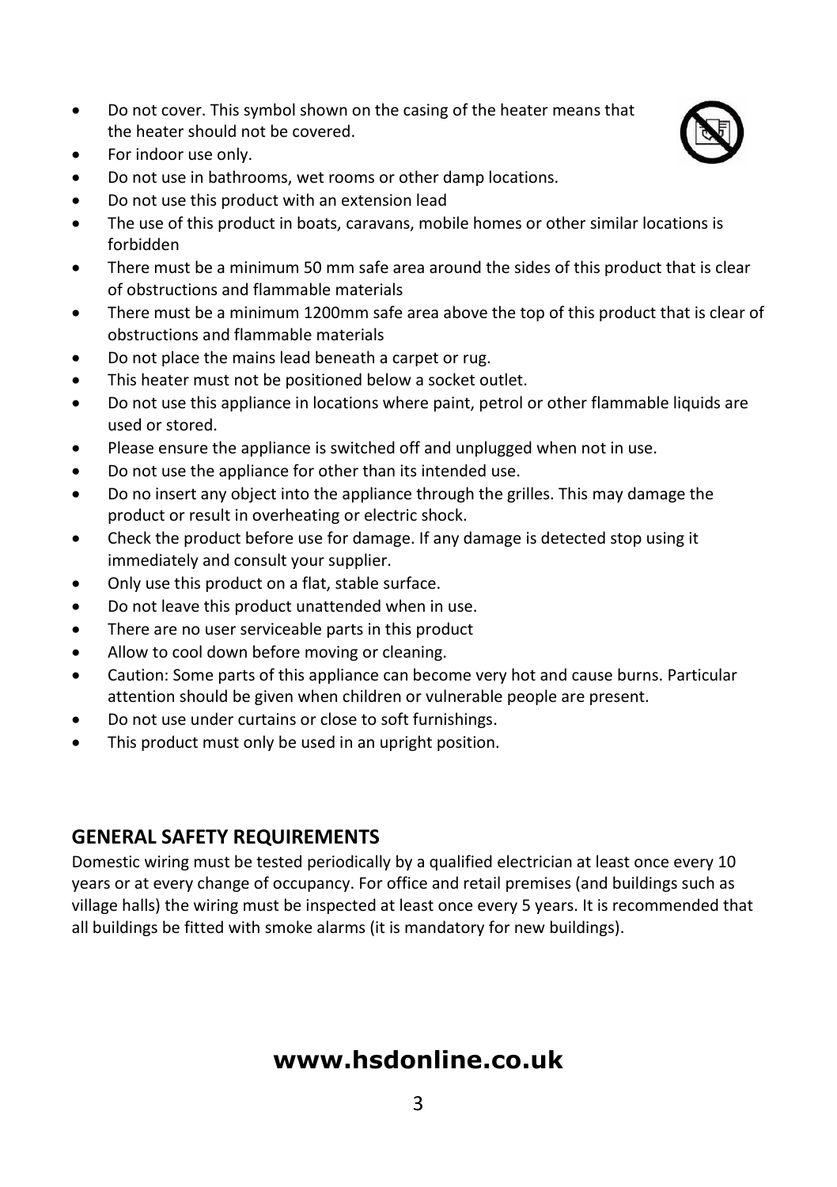- Do not cover. This symbol shown on the casing of the heater means that the heater should not be covered.
- For indoor use only.
- Do not use in bathrooms, wet rooms or other damp locations.
- Do not use this product with an extension lead
- The use of this product in boats, caravans, mobile homes or other similar locations is forbidden
- There must be a minimum 50 mm safe area around the sides of this product that is clear of obstructions and flammable materials
- There must be a minimum 1200mm safe area above the top of this product that is clear of obstructions and flammable materials
- Do not place the mains lead beneath a carpet or rug.
- This heater must not be positioned below a socket outlet.
- Do not use this appliance in locations where paint, petrol or other flammable liquids are used or stored.
- Please ensure the appliance is switched off and unplugged when not in use.
- Do not use the appliance for other than its intended use.
- Do no insert any object into the appliance through the grilles. This may damage the product or result in overheating or electric shock.
- Check the product before use for damage. If any damage is detected stop using it immediately and consult your supplier.
- Only use this product on a flat, stable surface.
- Do not leave this product unattended when in use.
- There are no user serviceable parts in this product
- Allow to cool down before moving or cleaning.
- Caution: Some parts of this appliance can become very hot and cause burns. Particular attention should be given when children or vulnerable people are present.
- Do not use under curtains or close to soft furnishings.
- This product must only be used in an upright position.

## GENERAL SAFETY REQUIREMENTS

Domestic wiring must be tested periodically by a qualified electrician at least once every 10 years or at every change of occupancy. For office and retail premises (and buildings such as village halls) the wiring must be inspected at least once every 5 years. It is recommended that all buildings be fitted with smoke alarms (it is mandatory for new buildings).

**www.hsdonline.co.uk**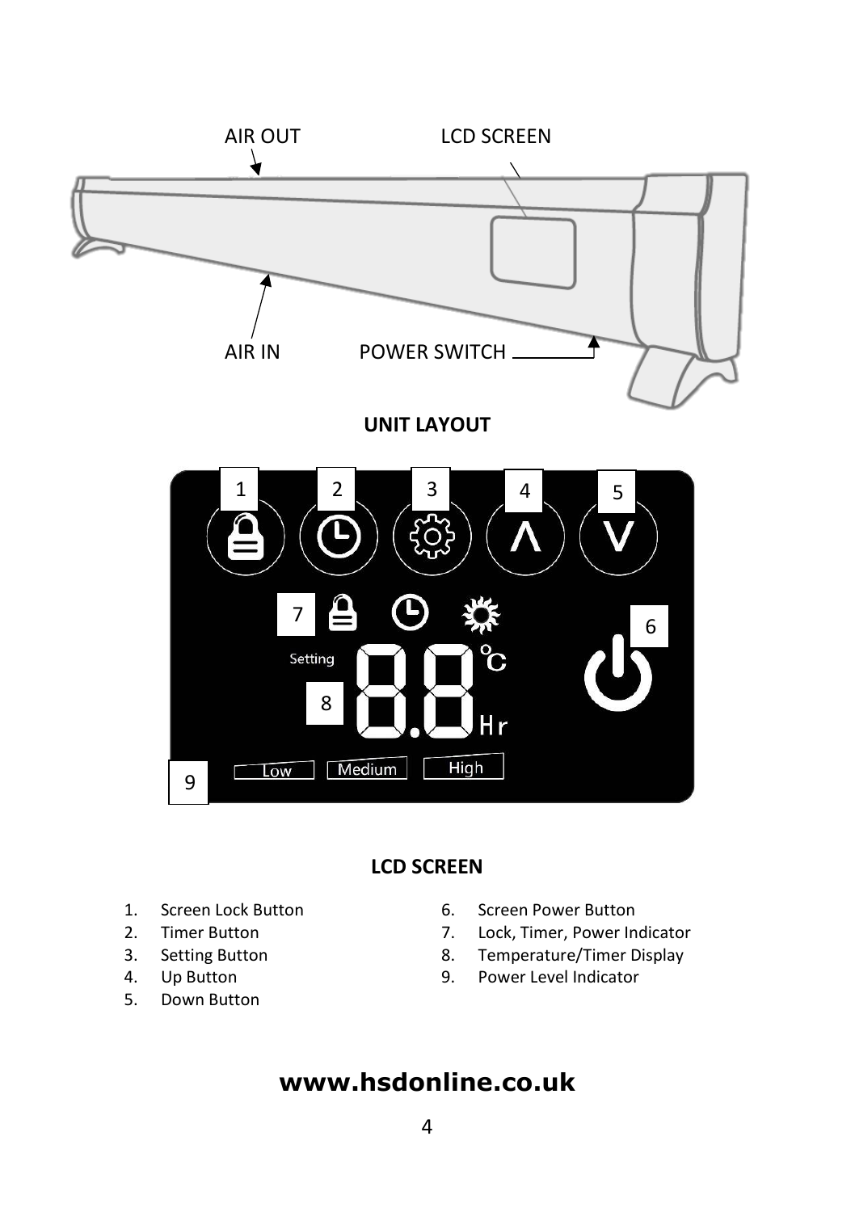AIR OUT LCD SCREEN

AIR IN POWER SWITCH

**UNIT LAYOUT**

**LCD SCREEN**

1. Screen Lock Button
2. Timer Button
3. Setting Button
4. Up Button
5. Down Button
6. Screen Power Button
7. Lock, Timer, Power Indicator
8. Temperature/Timer Display
9. Power Level Indicator

## www.hsdonline.co.uk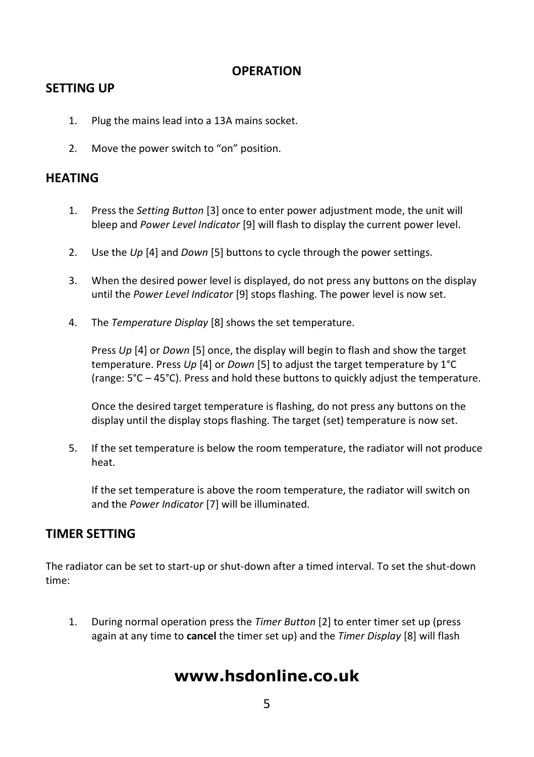# OPERATION

## SETTING UP

1. Plug the mains lead into a 13A mains socket.
2. Move the power switch to "on" position.

## HEATING

1. Press the *Setting Button* [3] once to enter power adjustment mode, the unit will bleep and *Power Level Indicator* [9] will flash to display the current power level.
2. Use the *Up* [4] and *Down* [5] buttons to cycle through the power settings.
3. When the desired power level is displayed, do not press any buttons on the display until the *Power Level Indicator* [9] stops flashing. The power level is now set.
4. The *Temperature Display* [8] shows the set temperature.

   Press *Up* [4] or *Down* [5] once, the display will begin to flash and show the target temperature. Press *Up* [4] or *Down* [5] to adjust the target temperature by 1°C (range: 5°C – 45°C). Press and hold these buttons to quickly adjust the temperature.

   Once the desired target temperature is flashing, do not press any buttons on the display until the display stops flashing. The target (set) temperature is now set.

5. If the set temperature is below the room temperature, the radiator will not produce heat.

   If the set temperature is above the room temperature, the radiator will switch on and the *Power Indicator* [7] will be illuminated.

## TIMER SETTING

The radiator can be set to start-up or shut-down after a timed interval. To set the shut-down time:

1. During normal operation press the *Timer Button* [2] to enter timer set up (press again at any time to **cancel** the timer set up) and the *Timer Display* [8] will flash

**www.hsdonline.co.uk**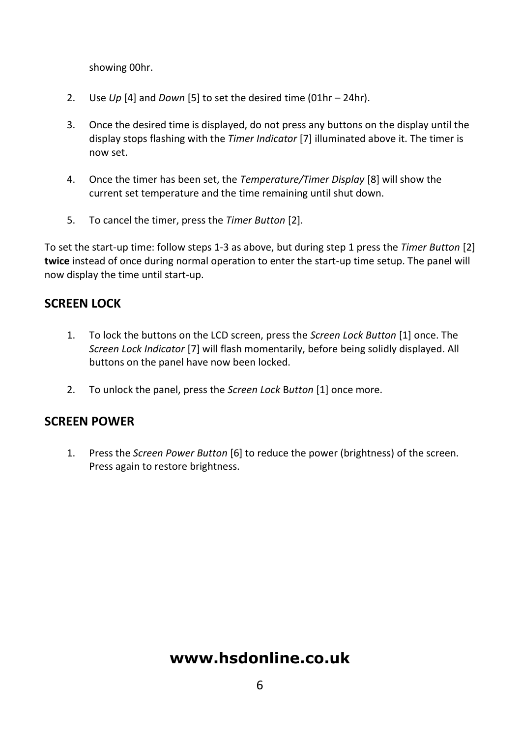showing 00hr.

2. Use *Up* [4] and *Down* [5] to set the desired time (01hr – 24hr).

3. Once the desired time is displayed, do not press any buttons on the display until the display stops flashing with the *Timer Indicator* [7] illuminated above it. The timer is now set.

4. Once the timer has been set, the *Temperature/Timer Display* [8] will show the current set temperature and the time remaining until shut down.

5. To cancel the timer, press the *Timer Button* [2].

To set the start-up time: follow steps 1-3 as above, but during step 1 press the *Timer Button* [2] **twice** instead of once during normal operation to enter the start-up time setup. The panel will now display the time until start-up.

## SCREEN LOCK

1. To lock the buttons on the LCD screen, press the *Screen Lock Button* [1] once. The *Screen Lock Indicator* [7] will flash momentarily, before being solidly displayed. All buttons on the panel have now been locked.

2. To unlock the panel, press the *Screen Lock* B*utton* [1] once more.

## SCREEN POWER

1. Press the *Screen Power Button* [6] to reduce the power (brightness) of the screen. Press again to restore brightness.

**www.hsdonline.co.uk**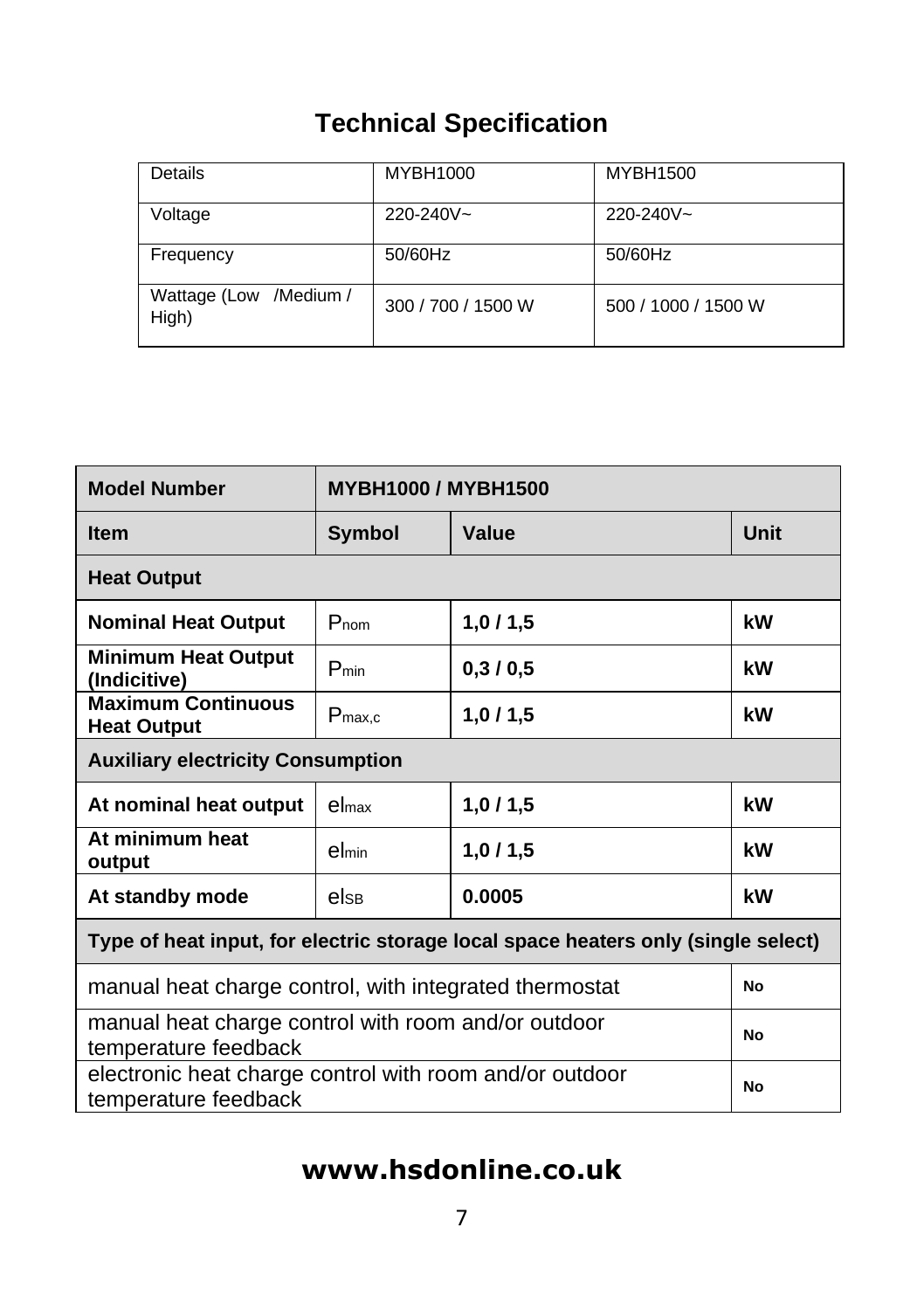# Technical Specification

| Details | MYBH1000 | MYBH1500 |
| --- | --- | --- |
| Voltage | 220-240V~ | 220-240V~ |
| Frequency | 50/60Hz | 50/60Hz |
| Wattage (Low /Medium / High) | 300 / 700 / 1500 W | 500 / 1000 / 1500 W |

| **Model Number** | **MYBH1000 / MYBH1500** | | |
| --- | --- | --- | --- |
| **Item** | **Symbol** | **Value** | **Unit** |
| **Heat Output** | | | |
| **Nominal Heat Output** | $P_{nom}$ | **1,0 / 1,5** | **kW** |
| **Minimum Heat Output (Indicitive)** | $P_{min}$ | **0,3 / 0,5** | **kW** |
| **Maximum Continuous Heat Output** | $P_{max,c}$ | **1,0 / 1,5** | **kW** |
| **Auxiliary electricity Consumption** | | | |
| **At nominal heat output** | $el_{max}$ | **1,0 / 1,5** | **kW** |
| **At minimum heat output** | $el_{min}$ | **1,0 / 1,5** | **kW** |
| **At standby mode** | $el_{SB}$ | **0.0005** | **kW** |
| **Type of heat input, for electric storage local space heaters only (single select)** | | | |
| manual heat charge control, with integrated thermostat | | | **No** |
| manual heat charge control with room and/or outdoor temperature feedback | | | **No** |
| electronic heat charge control with room and/or outdoor temperature feedback | | | **No** |

**www.hsdonline.co.uk**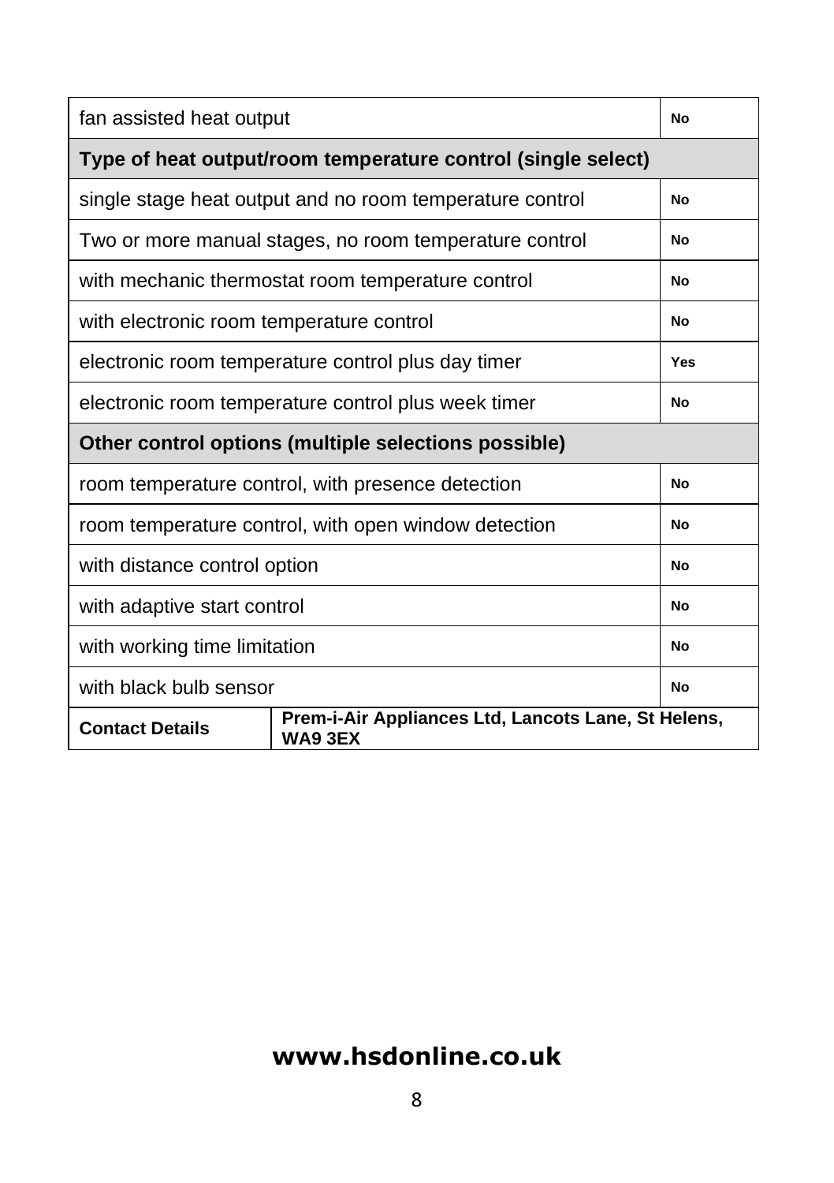| fan assisted heat output | | No |
|---|---|---|
| **Type of heat output/room temperature control (single select)** | | |
| single stage heat output and no room temperature control | | No |
| Two or more manual stages, no room temperature control | | No |
| with mechanic thermostat room temperature control | | No |
| with electronic room temperature control | | No |
| electronic room temperature control plus day timer | | Yes |
| electronic room temperature control plus week timer | | No |
| **Other control options (multiple selections possible)** | | |
| room temperature control, with presence detection | | No |
| room temperature control, with open window detection | | No |
| with distance control option | | No |
| with adaptive start control | | No |
| with working time limitation | | No |
| with black bulb sensor | | No |
| **Contact Details** | **Prem-i-Air Appliances Ltd, Lancots Lane, St Helens, WA9 3EX** | |

**www.hsdonline.co.uk**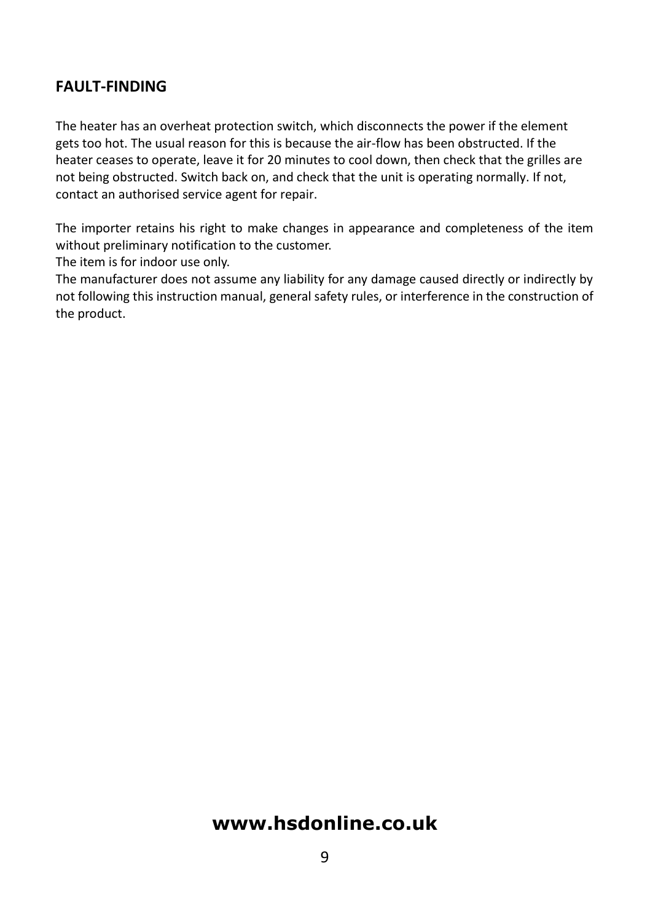## FAULT-FINDING

The heater has an overheat protection switch, which disconnects the power if the element gets too hot. The usual reason for this is because the air-flow has been obstructed. If the heater ceases to operate, leave it for 20 minutes to cool down, then check that the grilles are not being obstructed. Switch back on, and check that the unit is operating normally. If not, contact an authorised service agent for repair.

The importer retains his right to make changes in appearance and completeness of the item without preliminary notification to the customer.
The item is for indoor use only.
The manufacturer does not assume any liability for any damage caused directly or indirectly by not following this instruction manual, general safety rules, or interference in the construction of the product.

**www.hsdonline.co.uk**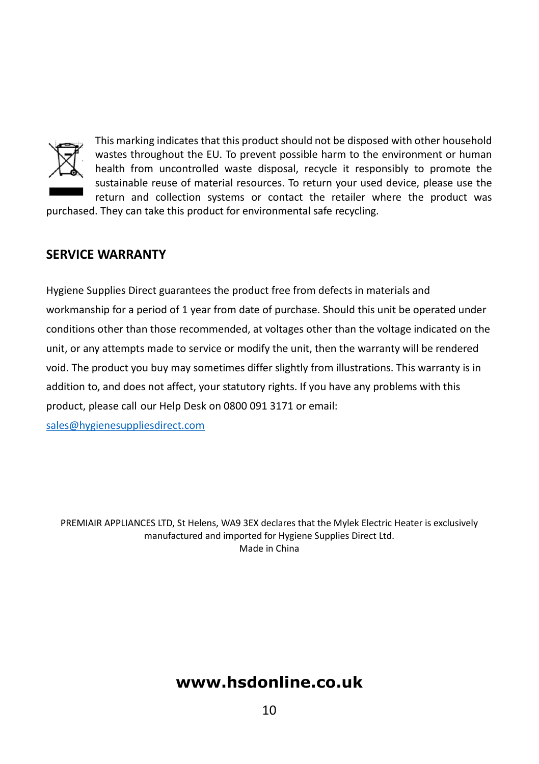This marking indicates that this product should not be disposed with other household wastes throughout the EU. To prevent possible harm to the environment or human health from uncontrolled waste disposal, recycle it responsibly to promote the sustainable reuse of material resources. To return your used device, please use the return and collection systems or contact the retailer where the product was purchased. They can take this product for environmental safe recycling.

## SERVICE WARRANTY

Hygiene Supplies Direct guarantees the product free from defects in materials and workmanship for a period of 1 year from date of purchase. Should this unit be operated under conditions other than those recommended, at voltages other than the voltage indicated on the unit, or any attempts made to service or modify the unit, then the warranty will be rendered void. The product you buy may sometimes differ slightly from illustrations. This warranty is in addition to, and does not affect, your statutory rights. If you have any problems with this product, please call our Help Desk on 0800 091 3171 or email: sales@hygienesuppliesdirect.com

PREMIAIR APPLIANCES LTD, St Helens, WA9 3EX declares that the Mylek Electric Heater is exclusively manufactured and imported for Hygiene Supplies Direct Ltd.
Made in China

**www.hsdonline.co.uk**